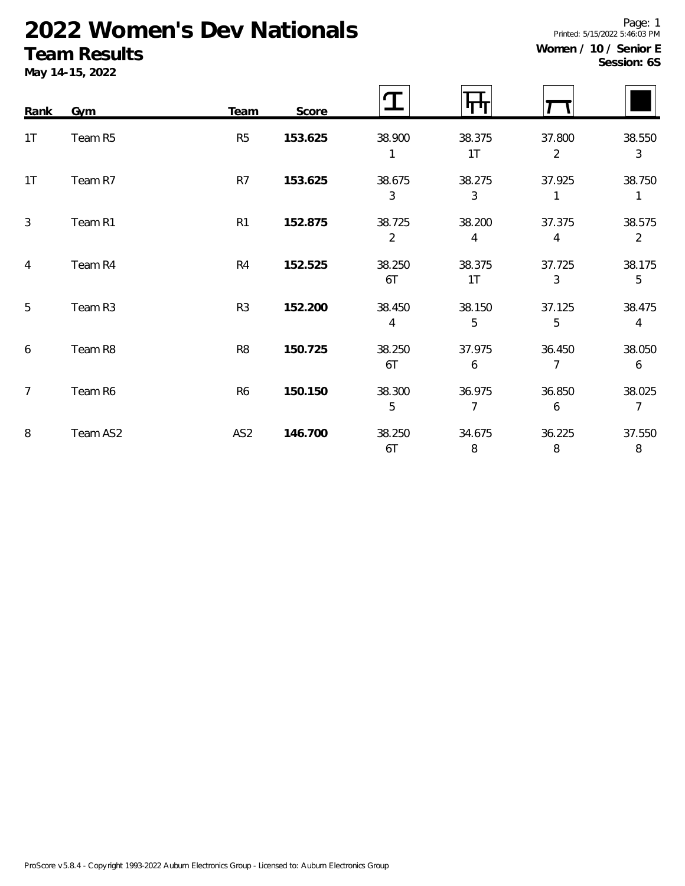# 2022 Women's Dev Nationals

## Team Results

**May 14-15, 2022**

**Women / 10 / Senior E**
**Session: 6S**

| Rank | Gym | Team | Score | Vault | Bars | Beam | Floor |
|---|---|---|---|---|---|---|---|
| 1T | Team R5 | R5 | **153.625** | 38.900<br>1 | 38.375<br>1T | 37.800<br>2 | 38.550<br>3 |
| 1T | Team R7 | R7 | **153.625** | 38.675<br>3 | 38.275<br>3 | 37.925<br>1 | 38.750<br>1 |
| 3 | Team R1 | R1 | **152.875** | 38.725<br>2 | 38.200<br>4 | 37.375<br>4 | 38.575<br>2 |
| 4 | Team R4 | R4 | **152.525** | 38.250<br>6T | 38.375<br>1T | 37.725<br>3 | 38.175<br>5 |
| 5 | Team R3 | R3 | **152.200** | 38.450<br>4 | 38.150<br>5 | 37.125<br>5 | 38.475<br>4 |
| 6 | Team R8 | R8 | **150.725** | 38.250<br>6T | 37.975<br>6 | 36.450<br>7 | 38.050<br>6 |
| 7 | Team R6 | R6 | **150.150** | 38.300<br>5 | 36.975<br>7 | 36.850<br>6 | 38.025<br>7 |
| 8 | Team AS2 | AS2 | **146.700** | 38.250<br>6T | 34.675<br>8 | 36.225<br>8 | 37.550<br>8 |

ProScore v5.8.4 - Copyright 1993-2022 Auburn Electronics Group - Licensed to: Auburn Electronics Group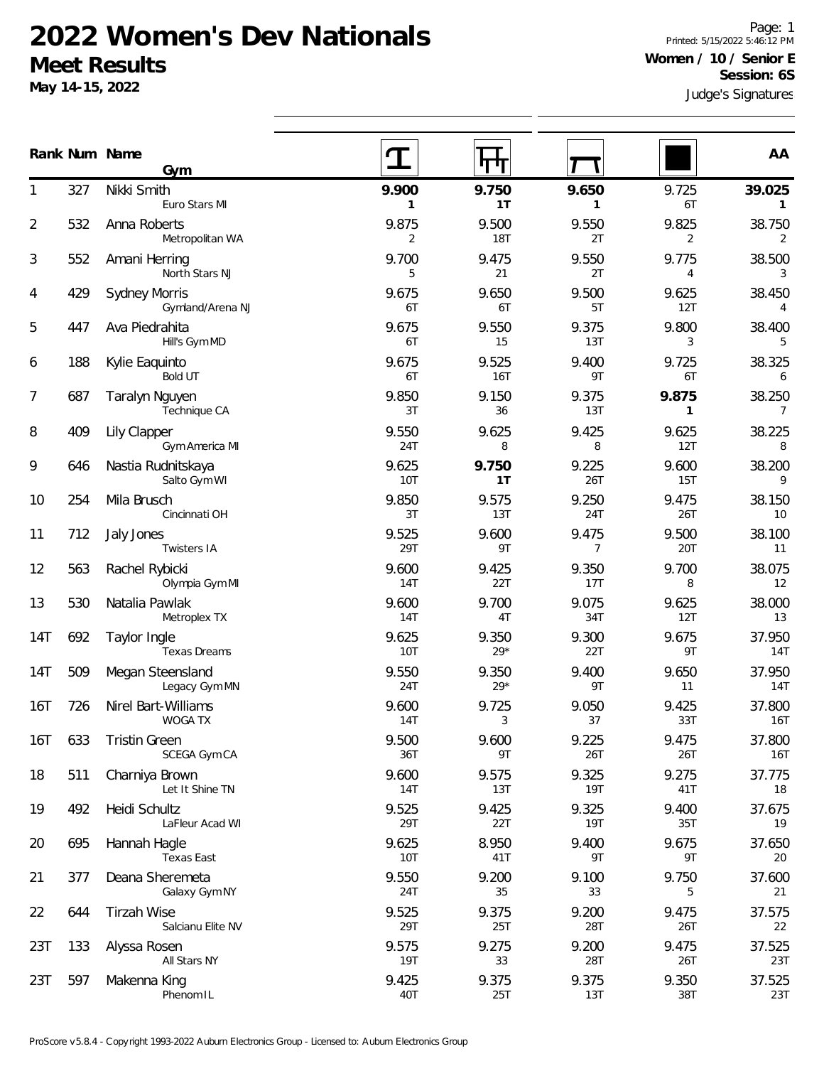# 2022 Women's Dev Nationals

## Meet Results

**May 14-15, 2022**

**Women / 10 / Senior E**
**Session: 6S**

Judge's Signatures

| Rank | Num | Name / Gym | Vault | Bars | Beam | Floor | AA |
|---|---|---|---|---|---|---|---|
| 1 | 327 | Nikki Smith<br>Euro Stars MI | **9.900**<br>**1** | **9.750**<br>**1T** | **9.650**<br>**1** | 9.725<br>6T | **39.025**<br>**1** |
| 2 | 532 | Anna Roberts<br>Metropolitan WA | 9.875<br>2 | 9.500<br>18T | 9.550<br>2T | 9.825<br>2 | 38.750<br>2 |
| 3 | 552 | Amani Herring<br>North Stars NJ | 9.700<br>5 | 9.475<br>21 | 9.550<br>2T | 9.775<br>4 | 38.500<br>3 |
| 4 | 429 | Sydney Morris<br>Gymland/Arena NJ | 9.675<br>6T | 9.650<br>6T | 9.500<br>5T | 9.625<br>12T | 38.450<br>4 |
| 5 | 447 | Ava Piedrahita<br>Hill's Gym MD | 9.675<br>6T | 9.550<br>15 | 9.375<br>13T | 9.800<br>3 | 38.400<br>5 |
| 6 | 188 | Kylie Eaquinto<br>Bold UT | 9.675<br>6T | 9.525<br>16T | 9.400<br>9T | 9.725<br>6T | 38.325<br>6 |
| 7 | 687 | Taralyn Nguyen<br>Technique CA | 9.850<br>3T | 9.150<br>36 | 9.375<br>13T | **9.875**<br>**1** | 38.250<br>7 |
| 8 | 409 | Lily Clapper<br>Gym America MI | 9.550<br>24T | 9.625<br>8 | 9.425<br>8 | 9.625<br>12T | 38.225<br>8 |
| 9 | 646 | Nastia Rudnitskaya<br>Salto Gym WI | 9.625<br>10T | **9.750**<br>**1T** | 9.225<br>26T | 9.600<br>15T | 38.200<br>9 |
| 10 | 254 | Mila Brusch<br>Cincinnati OH | 9.850<br>3T | 9.575<br>13T | 9.250<br>24T | 9.475<br>26T | 38.150<br>10 |
| 11 | 712 | Jaly Jones<br>Twisters IA | 9.525<br>29T | 9.600<br>9T | 9.475<br>7 | 9.500<br>20T | 38.100<br>11 |
| 12 | 563 | Rachel Rybicki<br>Olympia Gym MI | 9.600<br>14T | 9.425<br>22T | 9.350<br>17T | 9.700<br>8 | 38.075<br>12 |
| 13 | 530 | Natalia Pawlak<br>Metroplex TX | 9.600<br>14T | 9.700<br>4T | 9.075<br>34T | 9.625<br>12T | 38.000<br>13 |
| 14T | 692 | Taylor Ingle<br>Texas Dreams | 9.625<br>10T | 9.350<br>29* | 9.300<br>22T | 9.675<br>9T | 37.950<br>14T |
| 14T | 509 | Megan Steensland<br>Legacy Gym MN | 9.550<br>24T | 9.350<br>29* | 9.400<br>9T | 9.650<br>11 | 37.950<br>14T |
| 16T | 726 | Nirel Bart-Williams<br>WOGA TX | 9.600<br>14T | 9.725<br>3 | 9.050<br>37 | 9.425<br>33T | 37.800<br>16T |
| 16T | 633 | Tristin Green<br>SCEGA Gym CA | 9.500<br>36T | 9.600<br>9T | 9.225<br>26T | 9.475<br>26T | 37.800<br>16T |
| 18 | 511 | Charniya Brown<br>Let It Shine TN | 9.600<br>14T | 9.575<br>13T | 9.325<br>19T | 9.275<br>41T | 37.775<br>18 |
| 19 | 492 | Heidi Schultz<br>LaFleur Acad WI | 9.525<br>29T | 9.425<br>22T | 9.325<br>19T | 9.400<br>35T | 37.675<br>19 |
| 20 | 695 | Hannah Hagle<br>Texas East | 9.625<br>10T | 8.950<br>41T | 9.400<br>9T | 9.675<br>9T | 37.650<br>20 |
| 21 | 377 | Deana Sheremeta<br>Galaxy Gym NY | 9.550<br>24T | 9.200<br>35 | 9.100<br>33 | 9.750<br>5 | 37.600<br>21 |
| 22 | 644 | Tirzah Wise<br>Salcianu Elite NV | 9.525<br>29T | 9.375<br>25T | 9.200<br>28T | 9.475<br>26T | 37.575<br>22 |
| 23T | 133 | Alyssa Rosen<br>All Stars NY | 9.575<br>19T | 9.275<br>33 | 9.200<br>28T | 9.475<br>26T | 37.525<br>23T |
| 23T | 597 | Makenna King<br>Phenom IL | 9.425<br>40T | 9.375<br>25T | 9.375<br>13T | 9.350<br>38T | 37.525<br>23T |

ProScore v5.8.4 - Copyright 1993-2022 Auburn Electronics Group - Licensed to: Auburn Electronics Group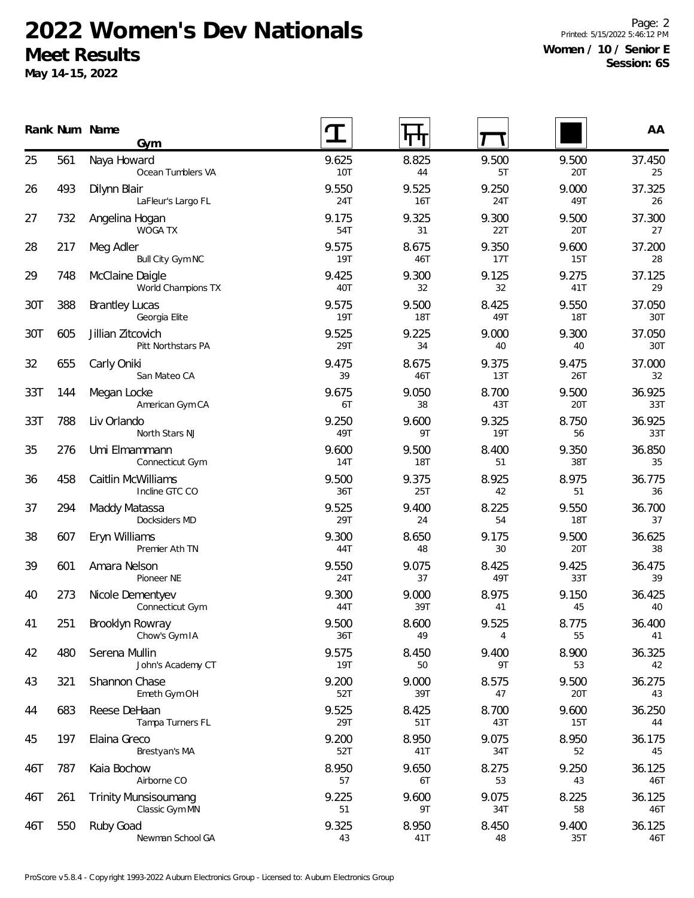# 2022 Women's Dev Nationals

## Meet Results

**May 14-15, 2022**

Printed: 5/15/2022 5:46:12 PM

**Women / 10 / Senior E**
**Session: 6S**

| Rank | Num | Name / Gym | Vault | Bars | Beam | Floor | AA |
|---|---|---|---|---|---|---|---|
| 25 | 561 | Naya Howard<br>Ocean Tumblers VA | 9.625<br>10T | 8.825<br>44 | 9.500<br>5T | 9.500<br>20T | 37.450<br>25 |
| 26 | 493 | Dilynn Blair<br>LaFleur's Largo FL | 9.550<br>24T | 9.525<br>16T | 9.250<br>24T | 9.000<br>49T | 37.325<br>26 |
| 27 | 732 | Angelina Hogan<br>WOGA TX | 9.175<br>54T | 9.325<br>31 | 9.300<br>22T | 9.500<br>20T | 37.300<br>27 |
| 28 | 217 | Meg Adler<br>Bull City Gym NC | 9.575<br>19T | 8.675<br>46T | 9.350<br>17T | 9.600<br>15T | 37.200<br>28 |
| 29 | 748 | McClaine Daigle<br>World Champions TX | 9.425<br>40T | 9.300<br>32 | 9.125<br>32 | 9.275<br>41T | 37.125<br>29 |
| 30T | 388 | Brantley Lucas<br>Georgia Elite | 9.575<br>19T | 9.500<br>18T | 8.425<br>49T | 9.550<br>18T | 37.050<br>30T |
| 30T | 605 | Jillian Zitcovich<br>Pitt Northstars PA | 9.525<br>29T | 9.225<br>34 | 9.000<br>40 | 9.300<br>40 | 37.050<br>30T |
| 32 | 655 | Carly Oniki<br>San Mateo CA | 9.475<br>39 | 8.675<br>46T | 9.375<br>13T | 9.475<br>26T | 37.000<br>32 |
| 33T | 144 | Megan Locke<br>American Gym CA | 9.675<br>6T | 9.050<br>38 | 8.700<br>43T | 9.500<br>20T | 36.925<br>33T |
| 33T | 788 | Liv Orlando<br>North Stars NJ | 9.250<br>49T | 9.600<br>9T | 9.325<br>19T | 8.750<br>56 | 36.925<br>33T |
| 35 | 276 | Umi Elmammann<br>Connecticut Gym | 9.600<br>14T | 9.500<br>18T | 8.400<br>51 | 9.350<br>38T | 36.850<br>35 |
| 36 | 458 | Caitlin McWilliams<br>Incline GTC CO | 9.500<br>36T | 9.375<br>25T | 8.925<br>42 | 8.975<br>51 | 36.775<br>36 |
| 37 | 294 | Maddy Matassa<br>Docksiders MD | 9.525<br>29T | 9.400<br>24 | 8.225<br>54 | 9.550<br>18T | 36.700<br>37 |
| 38 | 607 | Eryn Williams<br>Premier Ath TN | 9.300<br>44T | 8.650<br>48 | 9.175<br>30 | 9.500<br>20T | 36.625<br>38 |
| 39 | 601 | Amara Nelson<br>Pioneer NE | 9.550<br>24T | 9.075<br>37 | 8.425<br>49T | 9.425<br>33T | 36.475<br>39 |
| 40 | 273 | Nicole Dementyev<br>Connecticut Gym | 9.300<br>44T | 9.000<br>39T | 8.975<br>41 | 9.150<br>45 | 36.425<br>40 |
| 41 | 251 | Brooklyn Rowray<br>Chow's Gym IA | 9.500<br>36T | 8.600<br>49 | 9.525<br>4 | 8.775<br>55 | 36.400<br>41 |
| 42 | 480 | Serena Mullin<br>John's Academy CT | 9.575<br>19T | 8.450<br>50 | 9.400<br>9T | 8.900<br>53 | 36.325<br>42 |
| 43 | 321 | Shannon Chase<br>Emeth Gym OH | 9.200<br>52T | 9.000<br>39T | 8.575<br>47 | 9.500<br>20T | 36.275<br>43 |
| 44 | 683 | Reese DeHaan<br>Tampa Turners FL | 9.525<br>29T | 8.425<br>51T | 8.700<br>43T | 9.600<br>15T | 36.250<br>44 |
| 45 | 197 | Elaina Greco<br>Brestyan's MA | 9.200<br>52T | 8.950<br>41T | 9.075<br>34T | 8.950<br>52 | 36.175<br>45 |
| 46T | 787 | Kaia Bochow<br>Airborne CO | 8.950<br>57 | 9.650<br>6T | 8.275<br>53 | 9.250<br>43 | 36.125<br>46T |
| 46T | 261 | Trinity Munsisoumang<br>Classic Gym MN | 9.225<br>51 | 9.600<br>9T | 9.075<br>34T | 8.225<br>58 | 36.125<br>46T |
| 46T | 550 | Ruby Goad<br>Newman School GA | 9.325<br>43 | 8.950<br>41T | 8.450<br>48 | 9.400<br>35T | 36.125<br>46T |

ProScore v5.8.4 - Copyright 1993-2022 Auburn Electronics Group - Licensed to: Auburn Electronics Group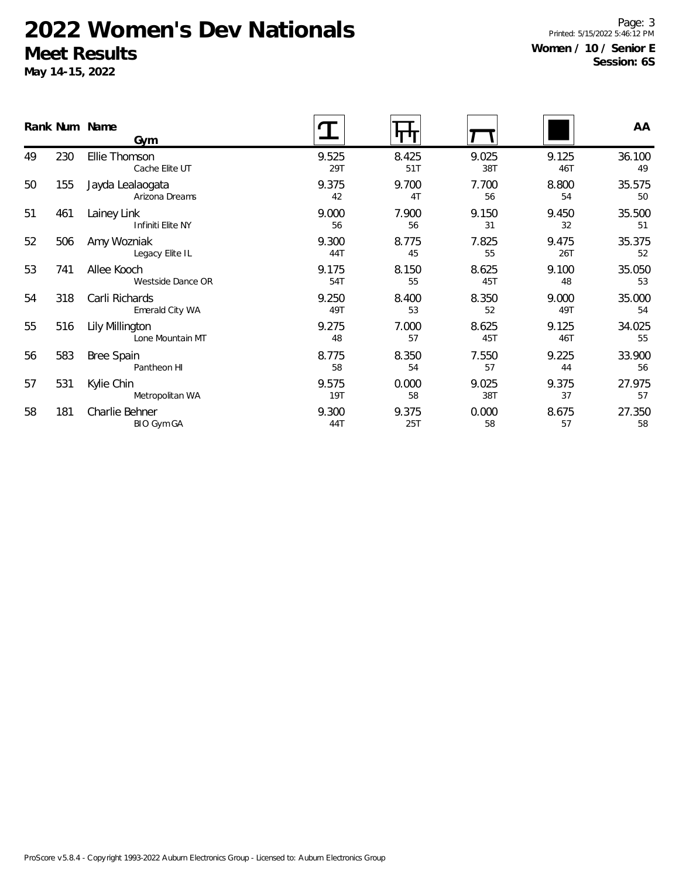# 2022 Women's Dev Nationals

## Meet Results

**May 14-15, 2022**

**Women / 10 / Senior E**
**Session: 6S**

| Rank | Num | Name / Gym | Vault | Bars | Beam | Floor | AA |
|---|---|---|---|---|---|---|---|
| 49 | 230 | Ellie Thomson<br>Cache Elite UT | 9.525<br>29T | 8.425<br>51T | 9.025<br>38T | 9.125<br>46T | 36.100<br>49 |
| 50 | 155 | Jayda Lealaogata<br>Arizona Dreams | 9.375<br>42 | 9.700<br>4T | 7.700<br>56 | 8.800<br>54 | 35.575<br>50 |
| 51 | 461 | Lainey Link<br>Infiniti Elite NY | 9.000<br>56 | 7.900<br>56 | 9.150<br>31 | 9.450<br>32 | 35.500<br>51 |
| 52 | 506 | Amy Wozniak<br>Legacy Elite IL | 9.300<br>44T | 8.775<br>45 | 7.825<br>55 | 9.475<br>26T | 35.375<br>52 |
| 53 | 741 | Allee Kooch<br>Westside Dance OR | 9.175<br>54T | 8.150<br>55 | 8.625<br>45T | 9.100<br>48 | 35.050<br>53 |
| 54 | 318 | Carli Richards<br>Emerald City WA | 9.250<br>49T | 8.400<br>53 | 8.350<br>52 | 9.000<br>49T | 35.000<br>54 |
| 55 | 516 | Lily Millington<br>Lone Mountain MT | 9.275<br>48 | 7.000<br>57 | 8.625<br>45T | 9.125<br>46T | 34.025<br>55 |
| 56 | 583 | Bree Spain<br>Pantheon HI | 8.775<br>58 | 8.350<br>54 | 7.550<br>57 | 9.225<br>44 | 33.900<br>56 |
| 57 | 531 | Kylie Chin<br>Metropolitan WA | 9.575<br>19T | 0.000<br>58 | 9.025<br>38T | 9.375<br>37 | 27.975<br>57 |
| 58 | 181 | Charlie Behner<br>BIO Gym GA | 9.300<br>44T | 9.375<br>25T | 0.000<br>58 | 8.675<br>57 | 27.350<br>58 |

ProScore v5.8.4 - Copyright 1993-2022 Auburn Electronics Group - Licensed to: Auburn Electronics Group